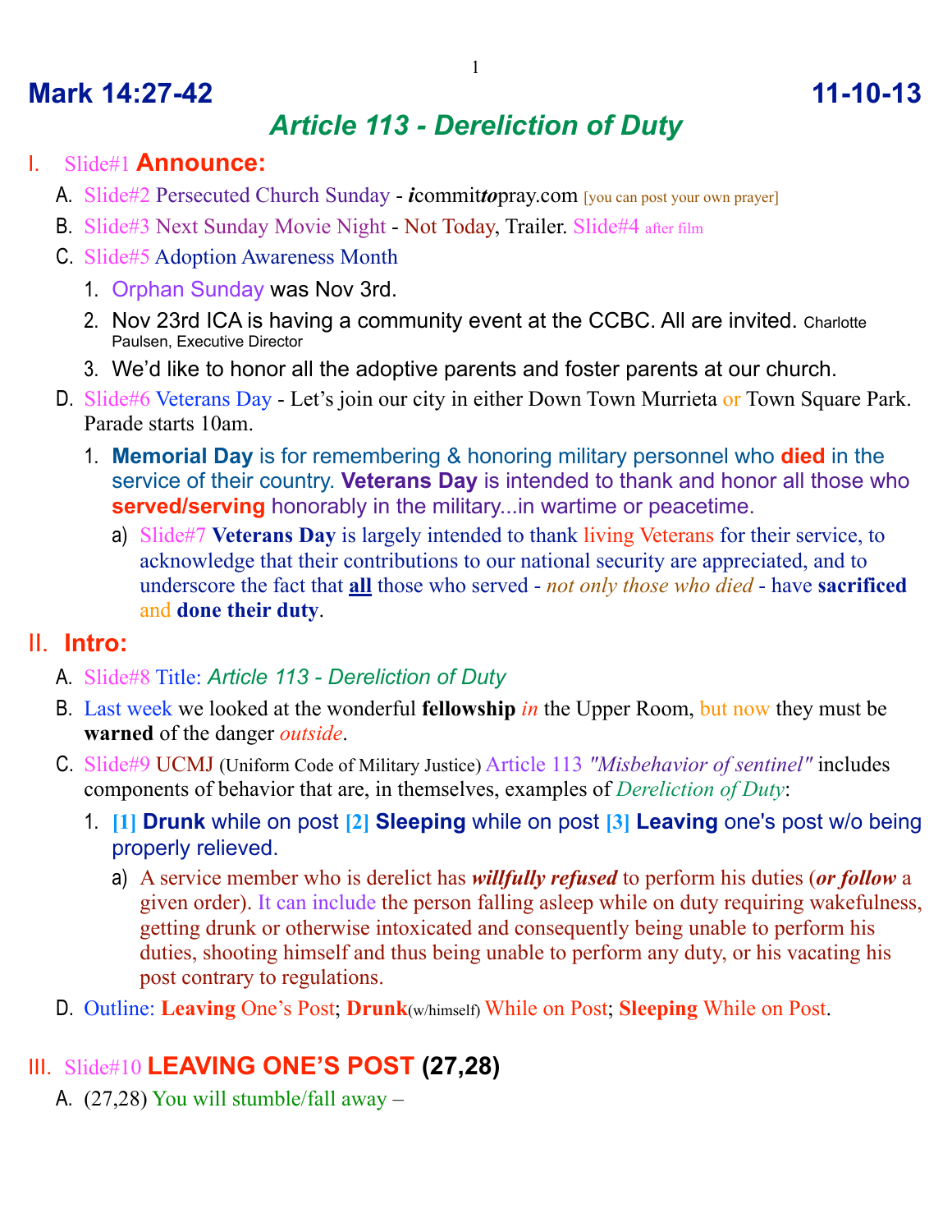# Mark 14:27-42 11-10-13

## *Article 113 - Dereliction of Duty*

I. Slide#1 **Announce:**

A. Slide#2 Persecuted Church Sunday - ***i****commit****to****pray.com* [you can post your own prayer]

B. Slide#3 Next Sunday Movie Night - Not Today, Trailer. Slide#4 after film

C. Slide#5 Adoption Awareness Month

1. Orphan Sunday was Nov 3rd.
2. Nov 23rd ICA is having a community event at the CCBC. All are invited. Charlotte Paulsen, Executive Director
3. We'd like to honor all the adoptive parents and foster parents at our church.

D. Slide#6 Veterans Day - Let's join our city in either Down Town Murrieta or Town Square Park. Parade starts 10am.

1. **Memorial Day** is for remembering & honoring military personnel who **died** in the service of their country. **Veterans Day** is intended to thank and honor all those who **served/serving** honorably in the military...in wartime or peacetime.
   a) Slide#7 **Veterans Day** is largely intended to thank living Veterans for their service, to acknowledge that their contributions to our national security are appreciated, and to underscore the fact that **all** those who served - *not only those who died* - have **sacrificed** and **done their duty**.

II. **Intro:**

A. Slide#8 Title: *Article 113 - Dereliction of Duty*

B. Last week we looked at the wonderful **fellowship** *in* the Upper Room, but now they must be **warned** of the danger *outside*.

C. Slide#9 UCMJ (Uniform Code of Military Justice) Article 113 *"Misbehavior of sentinel"* includes components of behavior that are, in themselves, examples of *Dereliction of Duty*:

1. **[1] Drunk** while on post **[2] Sleeping** while on post **[3] Leaving** one's post w/o being properly relieved.
   a) A service member who is derelict has ***willfully refused*** to perform his duties (***or follow*** a given order). It can include the person falling asleep while on duty requiring wakefulness, getting drunk or otherwise intoxicated and consequently being unable to perform his duties, shooting himself and thus being unable to perform any duty, or his vacating his post contrary to regulations.

D. Outline: **Leaving** One's Post; **Drunk**(w/himself) While on Post; **Sleeping** While on Post.

III. Slide#10 **LEAVING ONE'S POST (27,28)**

A. (27,28) You will stumble/fall away –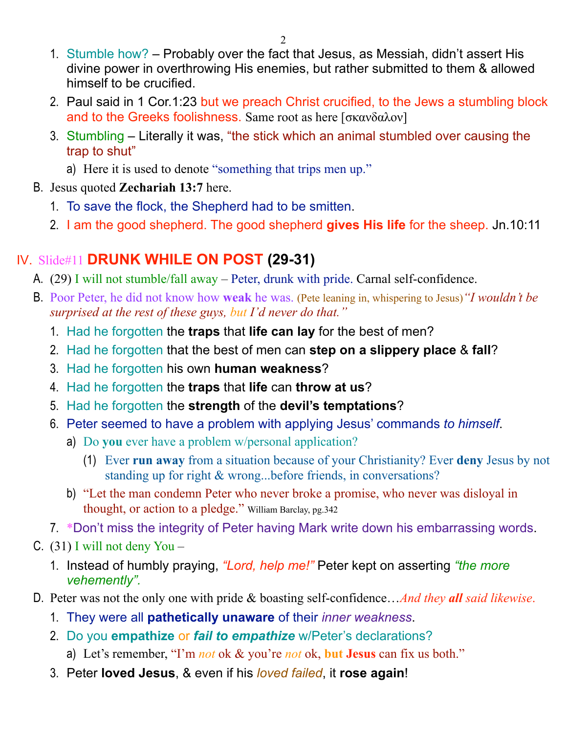1. Stumble how? – Probably over the fact that Jesus, as Messiah, didn't assert His divine power in overthrowing His enemies, but rather submitted to them & allowed himself to be crucified.
2. Paul said in 1 Cor.1:23 but we preach Christ crucified, to the Jews a stumbling block and to the Greeks foolishness. Same root as here [σκανδαλον]
3. Stumbling – Literally it was, "the stick which an animal stumbled over causing the trap to shut"
   a) Here it is used to denote "something that trips men up."

B. Jesus quoted **Zechariah 13:7** here.
1. To save the flock, the Shepherd had to be smitten.
2. I am the good shepherd. The good shepherd **gives His life** for the sheep. Jn.10:11

## IV. Slide#11 DRUNK WHILE ON POST (29-31)

A. (29) I will not stumble/fall away – Peter, drunk with pride. Carnal self-confidence.

B. Poor Peter, he did not know how **weak** he was. (Pete leaning in, whispering to Jesus) *"I wouldn't be surprised at the rest of these guys, but I'd never do that."*
1. Had he forgotten the **traps** that **life can lay** for the best of men?
2. Had he forgotten that the best of men can **step on a slippery place** & **fall**?
3. Had he forgotten his own **human weakness**?
4. Had he forgotten the **traps** that **life** can **throw at us**?
5. Had he forgotten the **strength** of the **devil's temptations**?
6. Peter seemed to have a problem with applying Jesus' commands *to himself*.
   a) Do **you** ever have a problem w/personal application?
      (1) Ever **run away** from a situation because of your Christianity? Ever **deny** Jesus by not standing up for right & wrong...before friends, in conversations?
   b) "Let the man condemn Peter who never broke a promise, who never was disloyal in thought, or action to a pledge." William Barclay, pg.342
7. *Don't miss the integrity of Peter having Mark write down his embarrassing words.

C. (31) I will not deny You –
1. Instead of humbly praying, *"Lord, help me!"* Peter kept on asserting *"the more vehemently".*

D. Peter was not the only one with pride & boasting self-confidence…*And they **all** said likewise.*
1. They were all **pathetically unaware** of their *inner weakness*.
2. Do you **empathize** or ***fail to empathize*** w/Peter's declarations?
   a) Let's remember, "I'm *not* ok & you're *not* ok, **but Jesus** can fix us both."
3. Peter **loved Jesus**, & even if his *loved failed*, it **rose again**!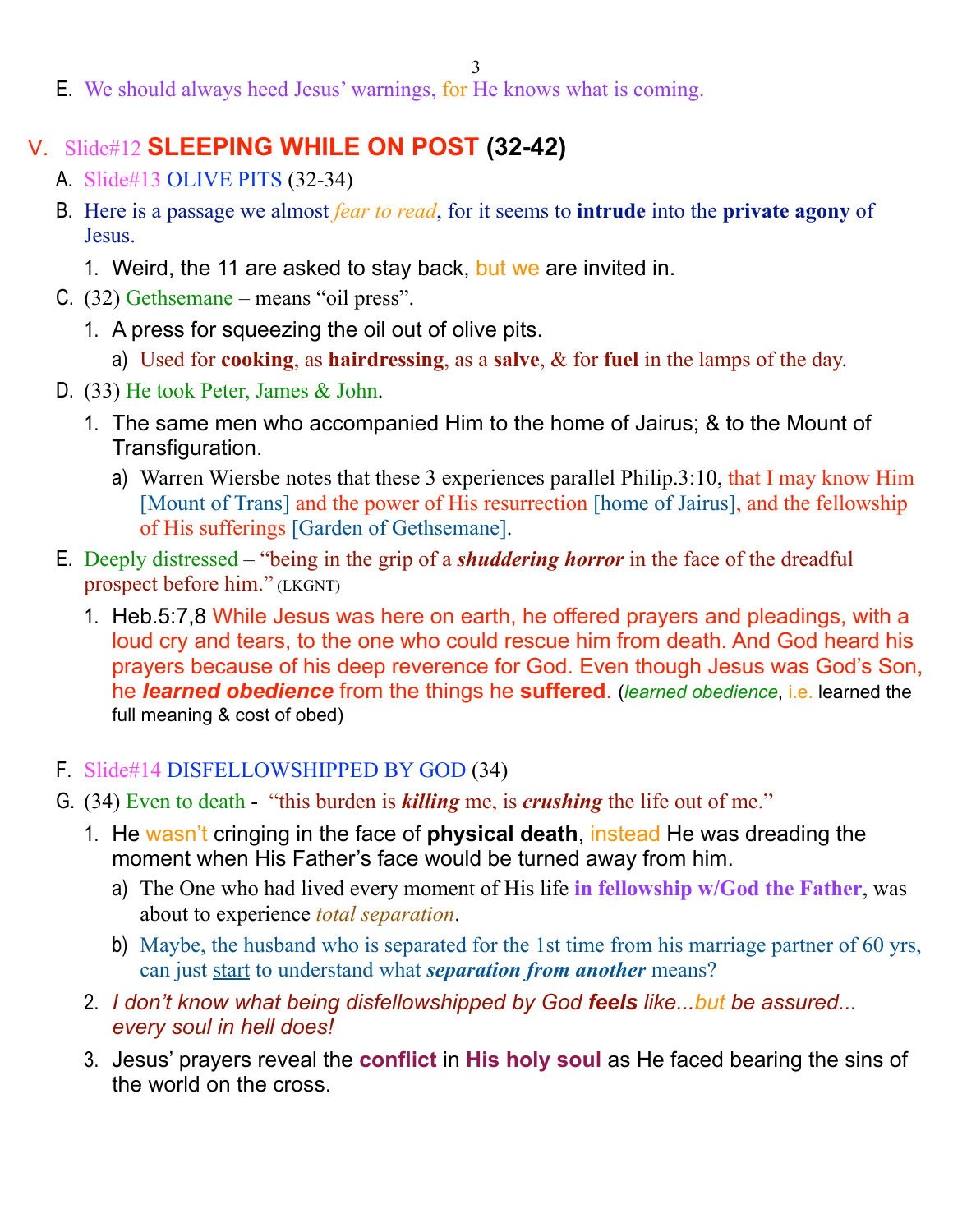E. We should always heed Jesus' warnings, for He knows what is coming.

## V. Slide#12 **SLEEPING WHILE ON POST (32-42)**

A. Slide#13 OLIVE PITS (32-34)

B. Here is a passage we almost *fear to read*, for it seems to **intrude** into the **private agony** of Jesus.

  1. Weird, the 11 are asked to stay back, but we are invited in.

C. (32) Gethsemane – means "oil press".

  1. A press for squeezing the oil out of olive pits.
     a) Used for **cooking**, as **hairdressing**, as a **salve**, & for **fuel** in the lamps of the day.

D. (33) He took Peter, James & John.

  1. The same men who accompanied Him to the home of Jairus; & to the Mount of Transfiguration.
     a) Warren Wiersbe notes that these 3 experiences parallel Philip.3:10, that I may know Him [Mount of Trans] and the power of His resurrection [home of Jairus], and the fellowship of His sufferings [Garden of Gethsemane].

E. Deeply distressed – "being in the grip of a ***shuddering horror*** in the face of the dreadful prospect before him." (LKGNT)

  1. Heb.5:7,8 While Jesus was here on earth, he offered prayers and pleadings, with a loud cry and tears, to the one who could rescue him from death. And God heard his prayers because of his deep reverence for God. Even though Jesus was God's Son, he ***learned obedience*** from the things he **suffered**. (*learned obedience*, i.e. learned the full meaning & cost of obed)

F. Slide#14 DISFELLOWSHIPPED BY GOD (34)

G. (34) Even to death - "this burden is ***killing*** me, is ***crushing*** the life out of me."

  1. He wasn't cringing in the face of **physical death**, instead He was dreading the moment when His Father's face would be turned away from him.
     a) The One who had lived every moment of His life **in fellowship w/God the Father**, was about to experience *total separation*.
     b) Maybe, the husband who is separated for the 1st time from his marriage partner of 60 yrs, can just <u>start</u> to understand what ***separation from another*** means?
  2. *I don't know what being disfellowshipped by God **feels** like...but be assured... every soul in hell does!*
  3. Jesus' prayers reveal the **conflict** in **His holy soul** as He faced bearing the sins of the world on the cross.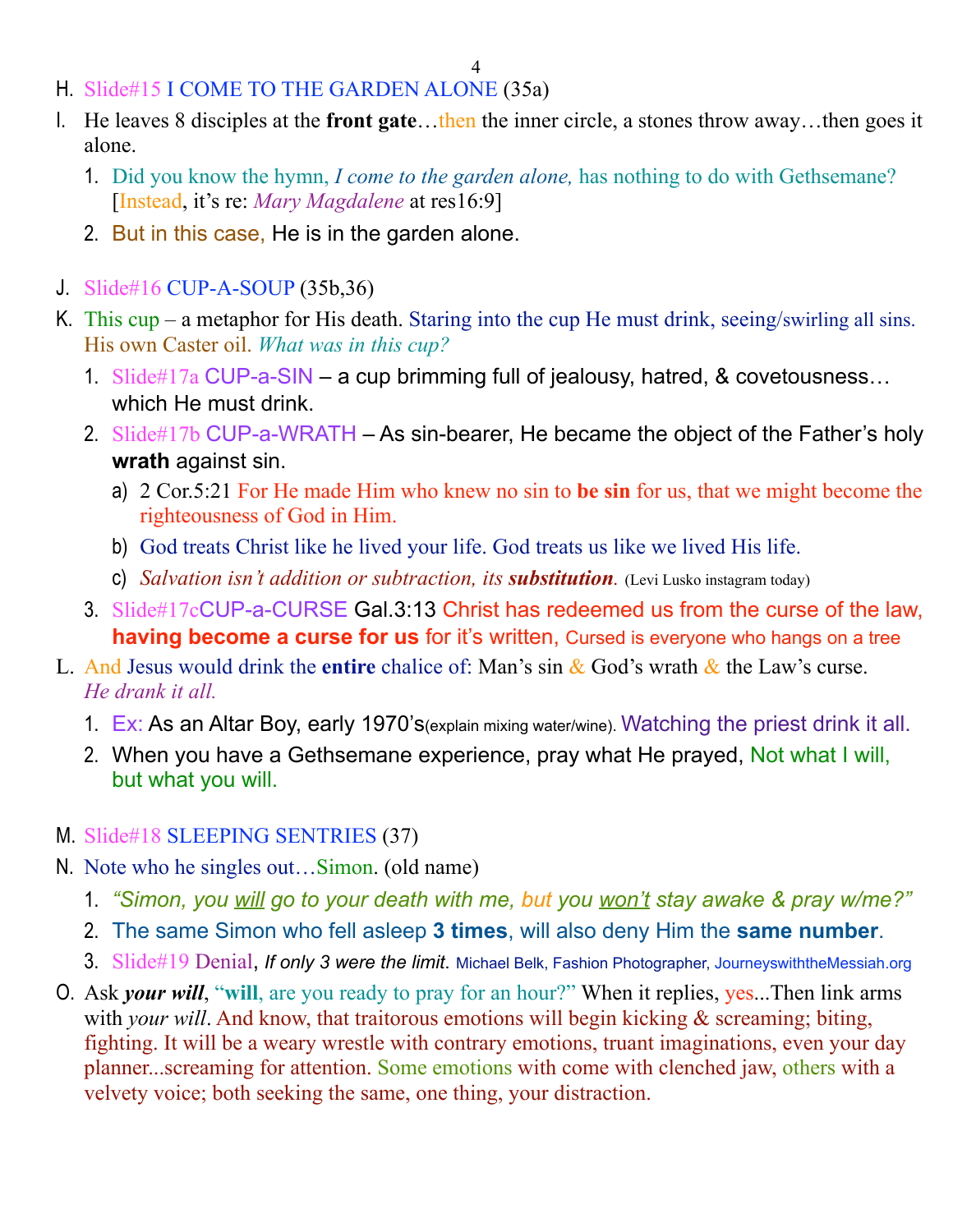H. Slide#15 I COME TO THE GARDEN ALONE (35a)

I. He leaves 8 disciples at the **front gate**…then the inner circle, a stones throw away…then goes it alone.

   1. Did you know the hymn, *I come to the garden alone,* has nothing to do with Gethsemane? [Instead, it's re: *Mary Magdalene* at res16:9]
   2. But in this case, He is in the garden alone.

J. Slide#16 CUP-A-SOUP (35b,36)

K. This cup – a metaphor for His death. Staring into the cup He must drink, seeing/swirling all sins. His own Caster oil. *What was in this cup?*

   1. Slide#17a CUP-a-SIN – a cup brimming full of jealousy, hatred, & covetousness… which He must drink.
   2. Slide#17b CUP-a-WRATH – As sin-bearer, He became the object of the Father's holy **wrath** against sin.
      a) 2 Cor.5:21 For He made Him who knew no sin to **be sin** for us, that we might become the righteousness of God in Him.
      b) God treats Christ like he lived your life. God treats us like we lived His life.
      c) *Salvation isn't addition or subtraction, its* ***substitution***. (Levi Lusko instagram today)
   3. Slide#17cCUP-a-CURSE Gal.3:13 Christ has redeemed us from the curse of the law, **having become a curse for us** for it's written, Cursed is everyone who hangs on a tree

L. And Jesus would drink the **entire** chalice of: Man's sin & God's wrath & the Law's curse. *He drank it all.*

   1. Ex: As an Altar Boy, early 1970's(explain mixing water/wine). Watching the priest drink it all.
   2. When you have a Gethsemane experience, pray what He prayed, Not what I will, but what you will.

M. Slide#18 SLEEPING SENTRIES (37)

N. Note who he singles out…Simon. (old name)

   1. *"Simon, you __will__ go to your death with me, but you __won't__ stay awake & pray w/me?"*
   2. The same Simon who fell asleep **3 times**, will also deny Him the **same number**.
   3. Slide#19 Denial, *If only 3 were the limit*. Michael Belk, Fashion Photographer, JourneyswiththeMessiah.org

O. Ask ***your will***, "**will**, are you ready to pray for an hour?" When it replies, yes...Then link arms with *your will*. And know, that traitorous emotions will begin kicking & screaming; biting, fighting. It will be a weary wrestle with contrary emotions, truant imaginations, even your day planner...screaming for attention. Some emotions with come with clenched jaw, others with a velvety voice; both seeking the same, one thing, your distraction.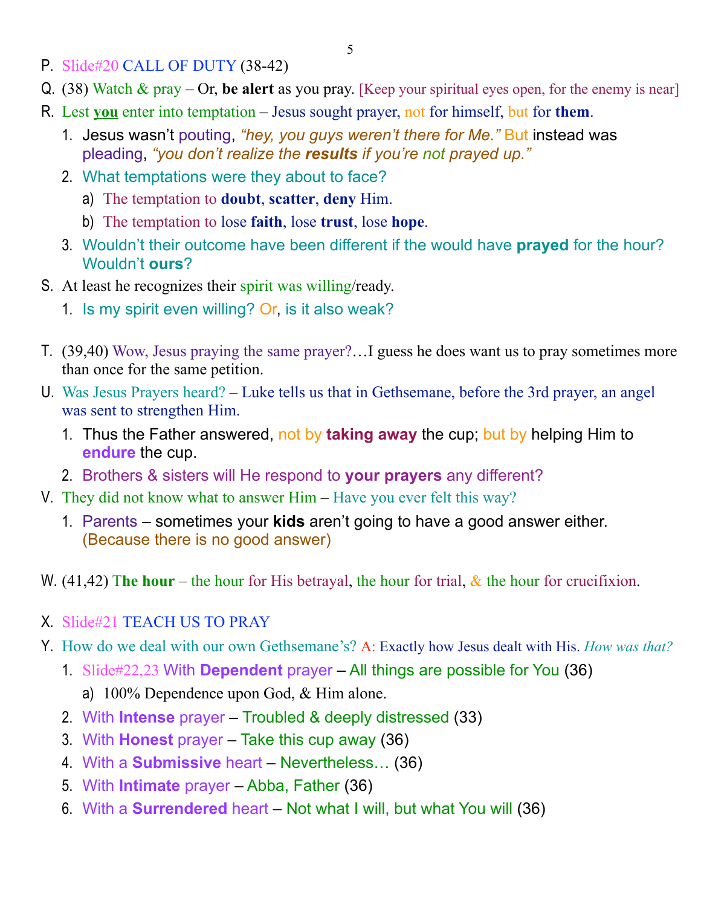P. Slide#20 CALL OF DUTY (38-42)

Q. (38) Watch & pray – Or, **be alert** as you pray. [Keep your spiritual eyes open, for the enemy is near]

R. Lest **<u>you</u>** enter into temptation – Jesus sought prayer, not for himself, but for **them**.

   1. Jesus wasn't pouting, *"hey, you guys weren't there for Me."* But instead was pleading, *"you don't realize the **results** if you're not prayed up."*
   2. What temptations were they about to face?
      a) The temptation to **doubt**, **scatter**, **deny** Him.
      b) The temptation to lose **faith**, lose **trust**, lose **hope**.
   3. Wouldn't their outcome have been different if the would have **prayed** for the hour? Wouldn't **ours**?

S. At least he recognizes their spirit was willing/ready.

   1. Is my spirit even willing? Or, is it also weak?

T. (39,40) Wow, Jesus praying the same prayer?…I guess he does want us to pray sometimes more than once for the same petition.

U. Was Jesus Prayers heard? – Luke tells us that in Gethsemane, before the 3rd prayer, an angel was sent to strengthen Him.

   1. Thus the Father answered, not by **taking away** the cup; but by helping Him to **endure** the cup.
   2. Brothers & sisters will He respond to **your prayers** any different?

V. They did not know what to answer Him – Have you ever felt this way?

   1. Parents – sometimes your **kids** aren't going to have a good answer either. (Because there is no good answer)

W. (41,42) **The hour** – the hour for His betrayal, the hour for trial, & the hour for crucifixion.

X. Slide#21 TEACH US TO PRAY

Y. How do we deal with our own Gethsemane's? A: Exactly how Jesus dealt with His. *How was that?*

   1. Slide#22,23 With **Dependent** prayer – All things are possible for You (36)
      a) 100% Dependence upon God, & Him alone.
   2. With **Intense** prayer – Troubled & deeply distressed (33)
   3. With **Honest** prayer – Take this cup away (36)
   4. With a **Submissive** heart – Nevertheless… (36)
   5. With **Intimate** prayer – Abba, Father (36)
   6. With a **Surrendered** heart – Not what I will, but what You will (36)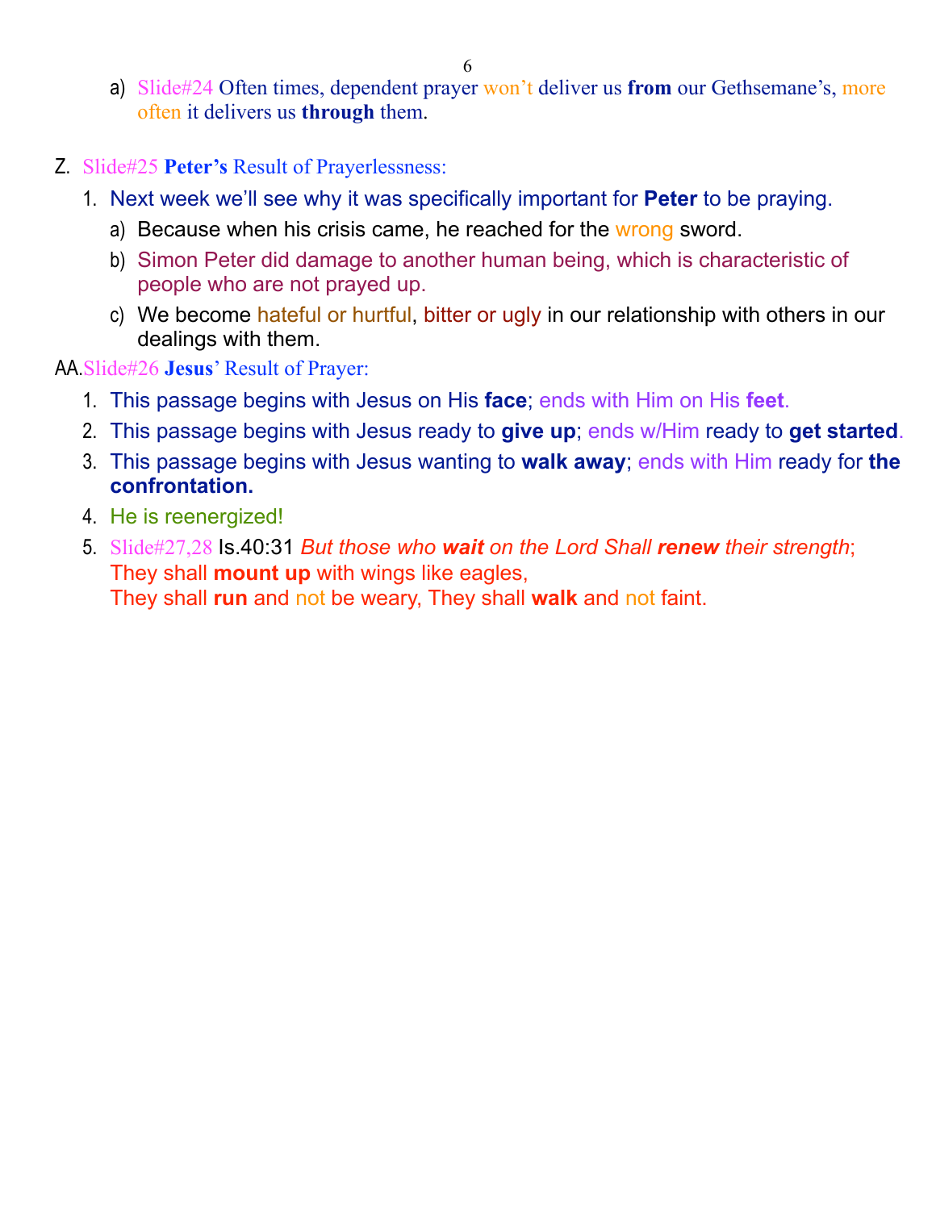a) Slide#24 Often times, dependent prayer won't deliver us **from** our Gethsemane's, more often it delivers us **through** them.

Z. Slide#25 **Peter's** Result of Prayerlessness:

1. Next week we'll see why it was specifically important for **Peter** to be praying.
   a) Because when his crisis came, he reached for the wrong sword.
   b) Simon Peter did damage to another human being, which is characteristic of people who are not prayed up.
   c) We become hateful or hurtful, bitter or ugly in our relationship with others in our dealings with them.

AA. Slide#26 **Jesus**' Result of Prayer:

1. This passage begins with Jesus on His **face**; ends with Him on His **feet**.
2. This passage begins with Jesus ready to **give up**; ends w/Him ready to **get started**.
3. This passage begins with Jesus wanting to **walk away**; ends with Him ready for **the confrontation.**
4. He is reenergized!
5. Slide#27,28 Is.40:31 *But those who **wait** on the Lord Shall **renew** their strength*;
   They shall **mount up** with wings like eagles,
   They shall **run** and not be weary, They shall **walk** and not faint.